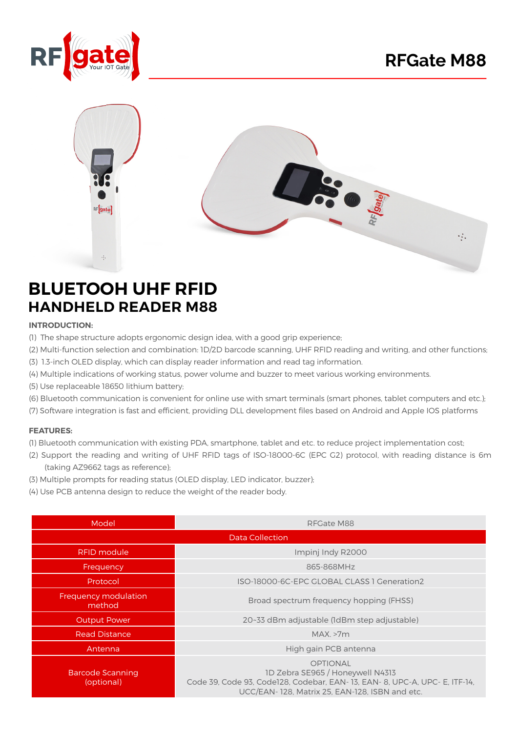# RFGate M88

# BLUETOOH UHF RFID
## HANDHELD READER M88

**INTRODUCTION:**

(1) The shape structure adopts ergonomic design idea, with a good grip experience;
(2) Multi-function selection and combination: 1D/2D barcode scanning, UHF RFID reading and writing, and other functions;
(3) 1.3-inch OLED display, which can display reader information and read tag information.
(4) Multiple indications of working status, power volume and buzzer to meet various working environments.
(5) Use replaceable 18650 lithium battery;
(6) Bluetooth communication is convenient for online use with smart terminals (smart phones, tablet computers and etc.);
(7) Software integration is fast and efficient, providing DLL development files based on Android and Apple IOS platforms

**FEATURES:**

(1) Bluetooth communication with existing PDA, smartphone, tablet and etc. to reduce project implementation cost;
(2) Support the reading and writing of UHF RFID tags of ISO-18000-6C (EPC G2) protocol, with reading distance is 6m (taking AZ9662 tags as reference);
(3) Multiple prompts for reading status (OLED display, LED indicator, buzzer);
(4) Use PCB antenna design to reduce the weight of the reader body.

| Model | RFGate M88 |
|---|---|
| Data Collection | |
| RFID module | Impinj Indy R2000 |
| Frequency | 865-868MHz |
| Protocol | ISO-18000-6C-EPC GLOBAL CLASS 1 Generation2 |
| Frequency modulation method | Broad spectrum frequency hopping (FHSS) |
| Output Power | 20~33 dBm adjustable (1dBm step adjustable) |
| Read Distance | MAX. >7m |
| Antenna | High gain PCB antenna |
| Barcode Scanning (optional) | OPTIONAL<br>1D Zebra SE965 / Honeywell N4313<br>Code 39, Code 93, Code128, Codebar, EAN- 13, EAN- 8, UPC-A, UPC- E, ITF-14, UCC/EAN- 128, Matrix 25, EAN-128, ISBN and etc. |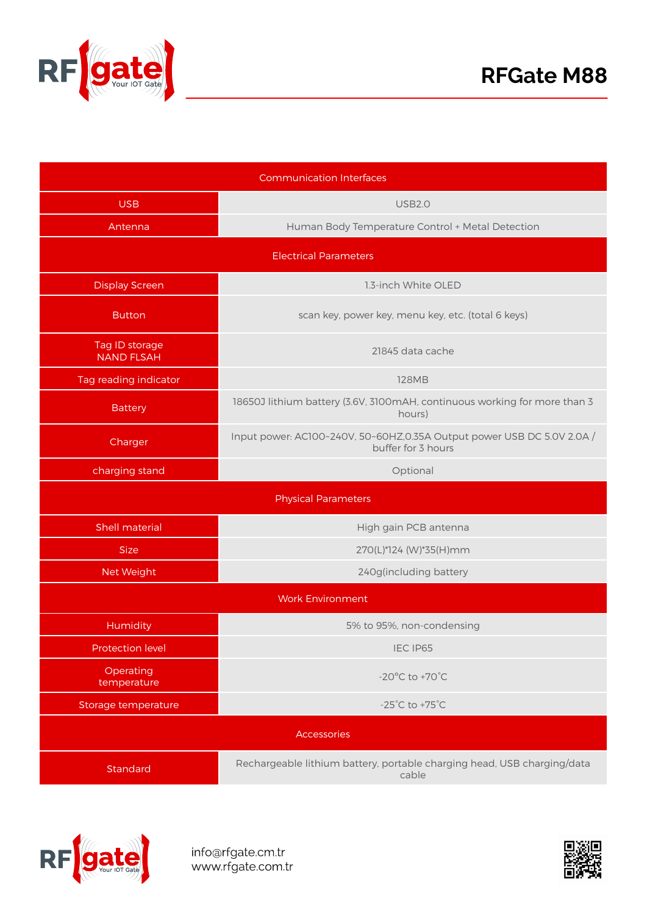# RFGate M88

| | |
|---|---|
| **Communication Interfaces** | |
| USB | USB2.0 |
| Antenna | Human Body Temperature Control + Metal Detection |
| **Electrical Parameters** | |
| Display Screen | 1.3-inch White OLED |
| Button | scan key, power key, menu key, etc. (total 6 keys) |
| Tag ID storage NAND FLSAH | 21845 data cache |
| Tag reading indicator | 128MB |
| Battery | 18650J lithium battery (3.6V, 3100mAH, continuous working for more than 3 hours) |
| Charger | Input power: AC100~240V, 50~60HZ,0.35A Output power USB DC 5.0V 2.0A / buffer for 3 hours |
| charging stand | Optional |
| **Physical Parameters** | |
| Shell material | High gain PCB antenna |
| Size | 270(L)*124 (W)*35(H)mm |
| Net Weight | 240g(including battery |
| **Work Environment** | |
| Humidity | 5% to 95%, non-condensing |
| Protection level | IEC IP65 |
| Operating temperature | -20°C to +70˚C |
| Storage temperature | -25˚C to +75˚C |
| **Accessories** | |
| Standard | Rechargeable lithium battery, portable charging head, USB charging/data cable |

info@rfgate.cm.tr
www.rfgate.com.tr